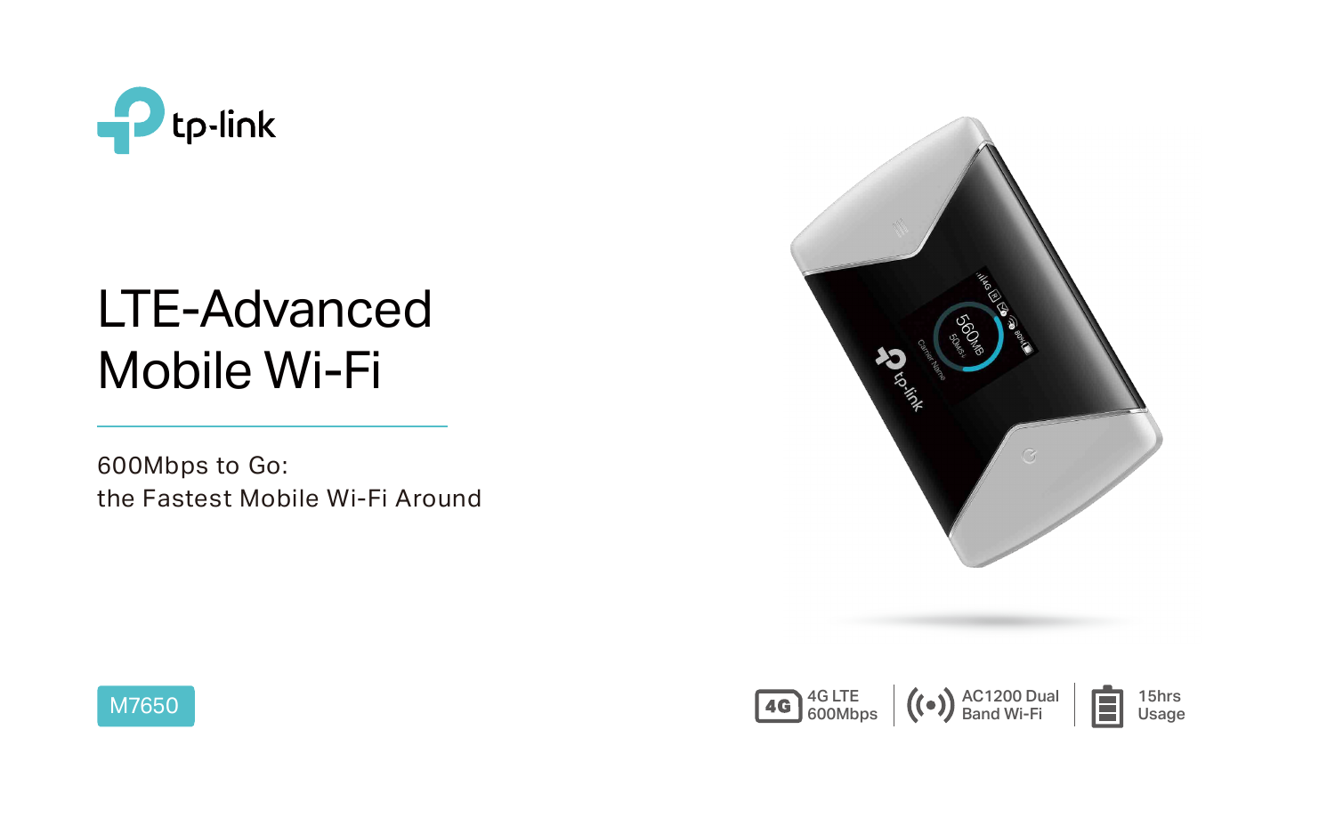tp-link

# LTE-Advanced Mobile Wi-Fi

600Mbps to Go:
the Fastest Mobile Wi-Fi Around

M7650

4G LTE 600Mbps

AC1200 Dual Band Wi-Fi

15hrs Usage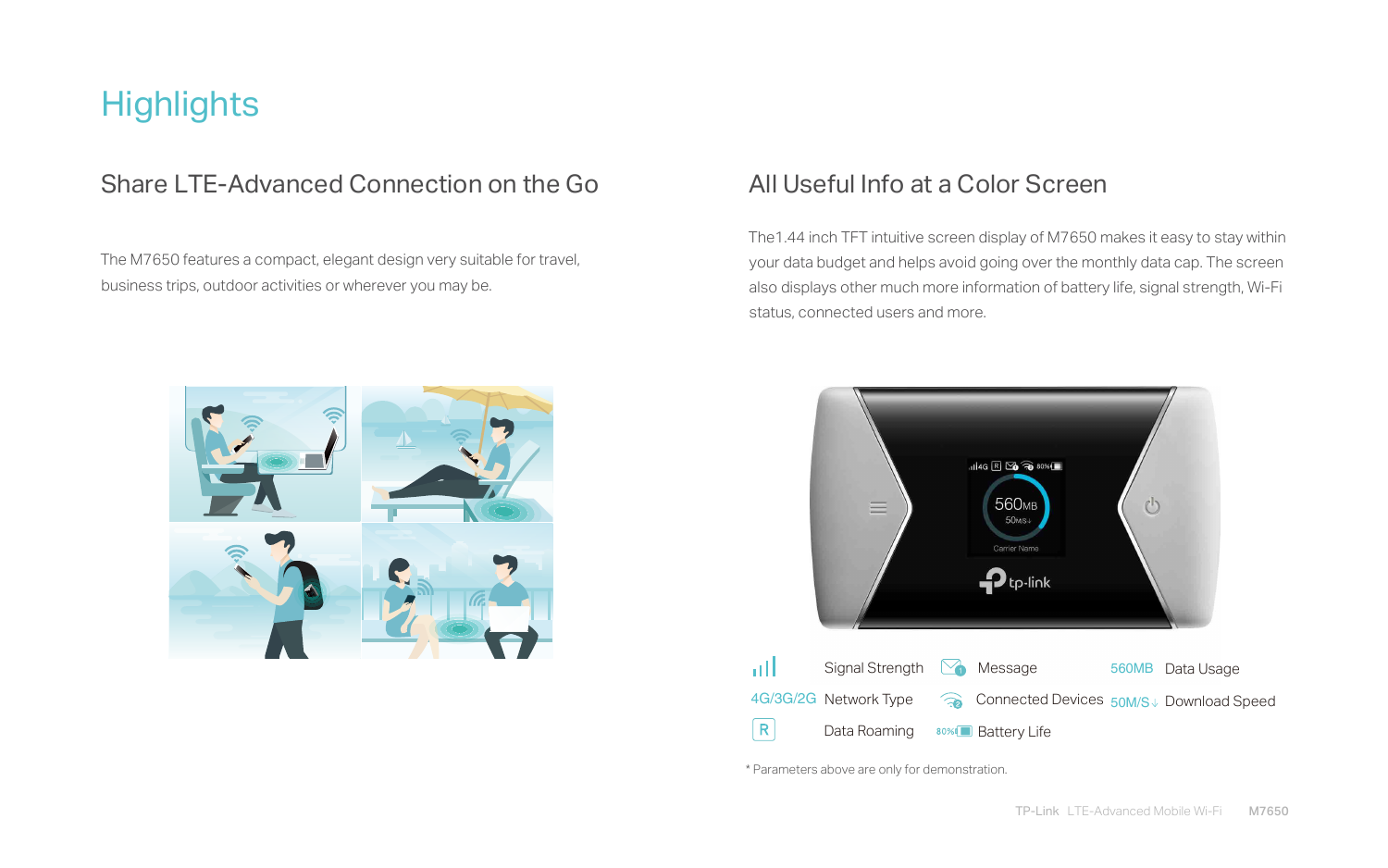# Highlights

## Share LTE-Advanced Connection on the Go

The M7650 features a compact, elegant design very suitable for travel, business trips, outdoor activities or wherever you may be.

## All Useful Info at a Color Screen

The1.44 inch TFT intuitive screen display of M7650 makes it easy to stay within your data budget and helps avoid going over the monthly data cap. The screen also displays other much more information of battery life, signal strength, Wi-Fi status, connected users and more.

| Icon | Description | Icon | Description | Icon | Description |
|---|---|---|---|---|---|
| | Signal Strength | | Message | 560MB | Data Usage |
| 4G/3G/2G | Network Type | | Connected Devices | 50M/S↓ | Download Speed |
| R | Data Roaming | 80% | Battery Life | | |

* Parameters above are only for demonstration.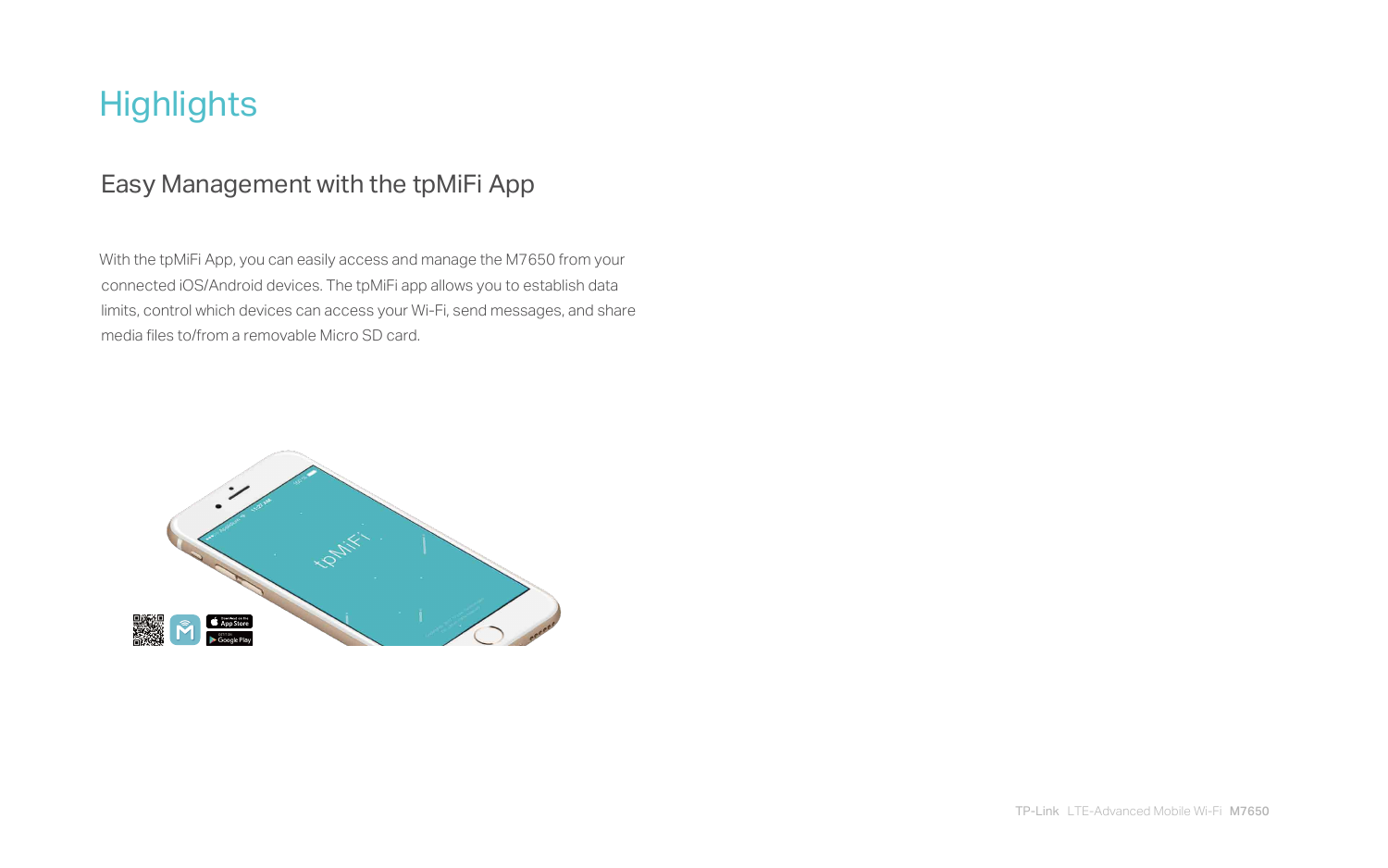# Highlights

## Easy Management with the tpMiFi App

With the tpMiFi App, you can easily access and manage the M7650 from your connected iOS/Android devices. The tpMiFi app allows you to establish data limits, control which devices can access your Wi-Fi, send messages, and share media files to/from a removable Micro SD card.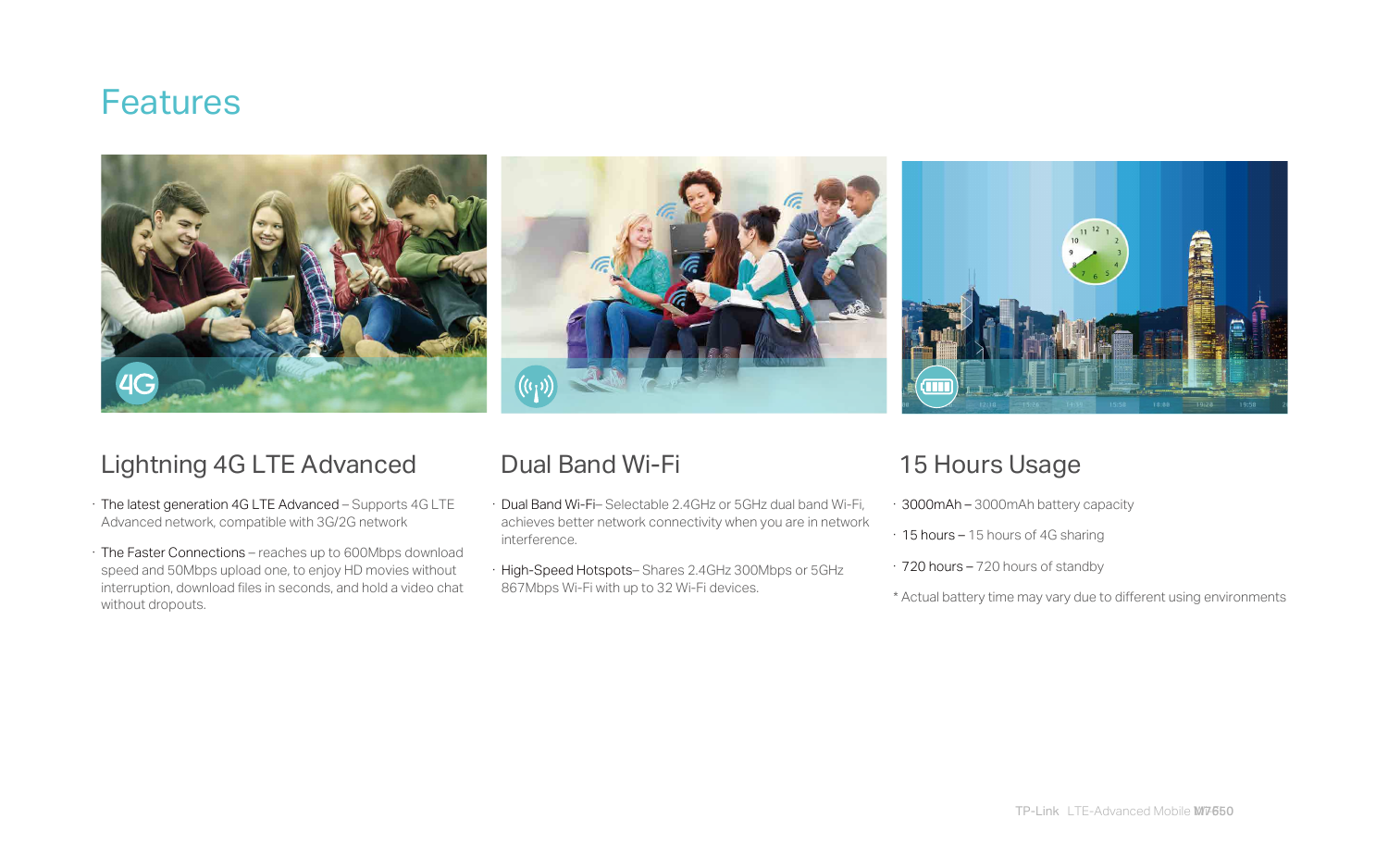# Features

## Lightning 4G LTE Advanced

- The latest generation 4G LTE Advanced – Supports 4G LTE Advanced network, compatible with 3G/2G network
- The Faster Connections – reaches up to 600Mbps download speed and 50Mbps upload one, to enjoy HD movies without interruption, download files in seconds, and hold a video chat without dropouts.

## Dual Band Wi-Fi

- Dual Band Wi-Fi– Selectable 2.4GHz or 5GHz dual band Wi-Fi, achieves better network connectivity when you are in network interference.
- High-Speed Hotspots– Shares 2.4GHz 300Mbps or 5GHz 867Mbps Wi-Fi with up to 32 Wi-Fi devices.

## 15 Hours Usage

- 3000mAh – 3000mAh battery capacity
- 15 hours – 15 hours of 4G sharing
- 720 hours – 720 hours of standby

\* Actual battery time may vary due to different using environments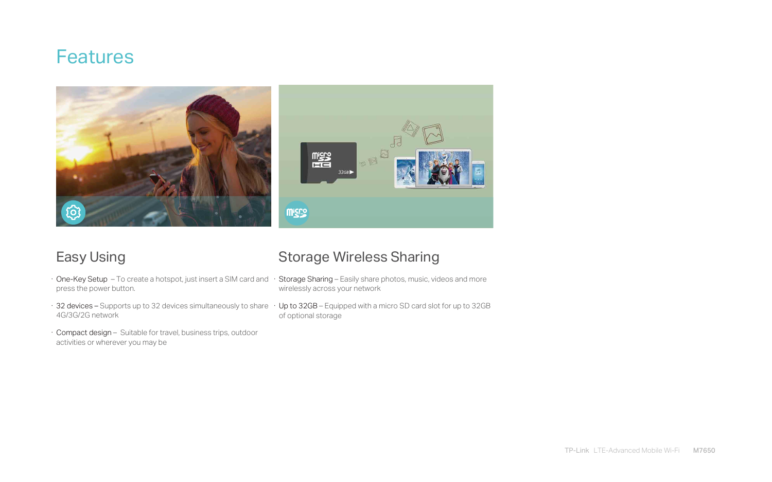# Features

## Easy Using

- One-Key Setup – To create a hotspot, just insert a SIM card and press the power button.
- 32 devices – Supports up to 32 devices simultaneously to share 4G/3G/2G network
- Compact design – Suitable for travel, business trips, outdoor activities or wherever you may be

## Storage Wireless Sharing

- Storage Sharing – Easily share photos, music, videos and more wirelessly across your network
- Up to 32GB – Equipped with a micro SD card slot for up to 32GB of optional storage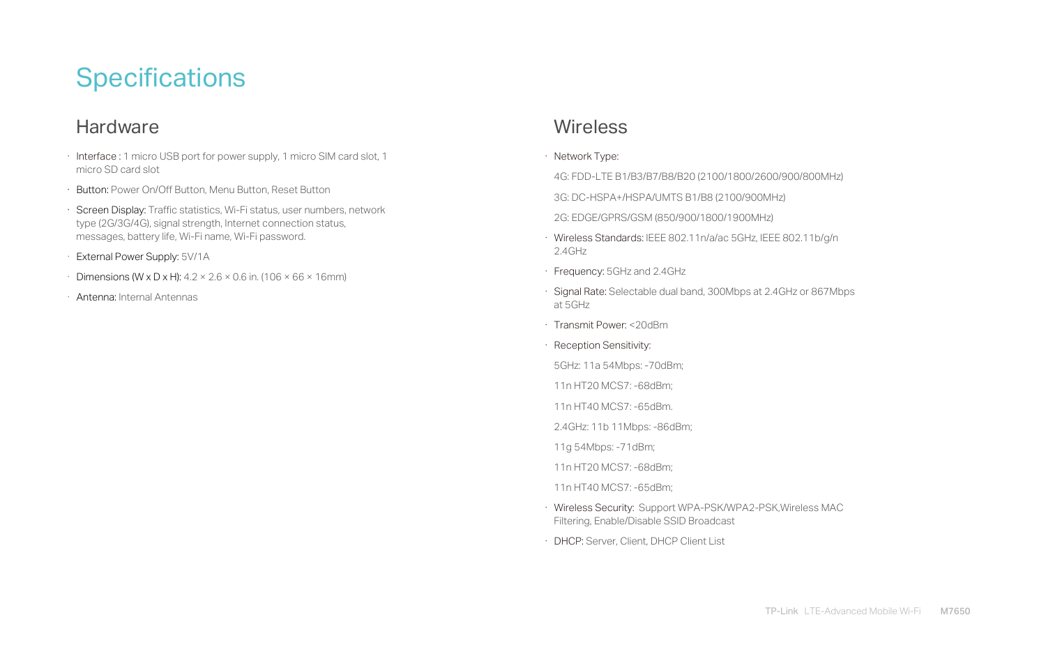# Specifications

## Hardware

- **Interface :** 1 micro USB port for power supply, 1 micro SIM card slot, 1 micro SD card slot
- **Button:** Power On/Off Button, Menu Button, Reset Button
- **Screen Display:** Traffic statistics, Wi-Fi status, user numbers, network type (2G/3G/4G), signal strength, Internet connection status, messages, battery life, Wi-Fi name, Wi-Fi password.
- **External Power Supply:** 5V/1A
- **Dimensions (W x D x H):** 4.2 × 2.6 × 0.6 in. (106 × 66 × 16mm)
- **Antenna:** Internal Antennas

## Wireless

- **Network Type:**

  4G: FDD-LTE B1/B3/B7/B8/B20 (2100/1800/2600/900/800MHz)

  3G: DC-HSPA+/HSPA/UMTS B1/B8 (2100/900MHz)

  2G: EDGE/GPRS/GSM (850/900/1800/1900MHz)
- **Wireless Standards:** IEEE 802.11n/a/ac 5GHz, IEEE 802.11b/g/n 2.4GHz
- **Frequency:** 5GHz and 2.4GHz
- **Signal Rate:** Selectable dual band, 300Mbps at 2.4GHz or 867Mbps at 5GHz
- **Transmit Power:** <20dBm
- **Reception Sensitivity:**

  5GHz: 11a 54Mbps: -70dBm;

  11n HT20 MCS7: -68dBm;

  11n HT40 MCS7: -65dBm.

  2.4GHz: 11b 11Mbps: -86dBm;

  11g 54Mbps: -71dBm;

  11n HT20 MCS7: -68dBm;

  11n HT40 MCS7: -65dBm;
- **Wireless Security:** Support WPA-PSK/WPA2-PSK,Wireless MAC Filtering, Enable/Disable SSID Broadcast
- **DHCP:** Server, Client, DHCP Client List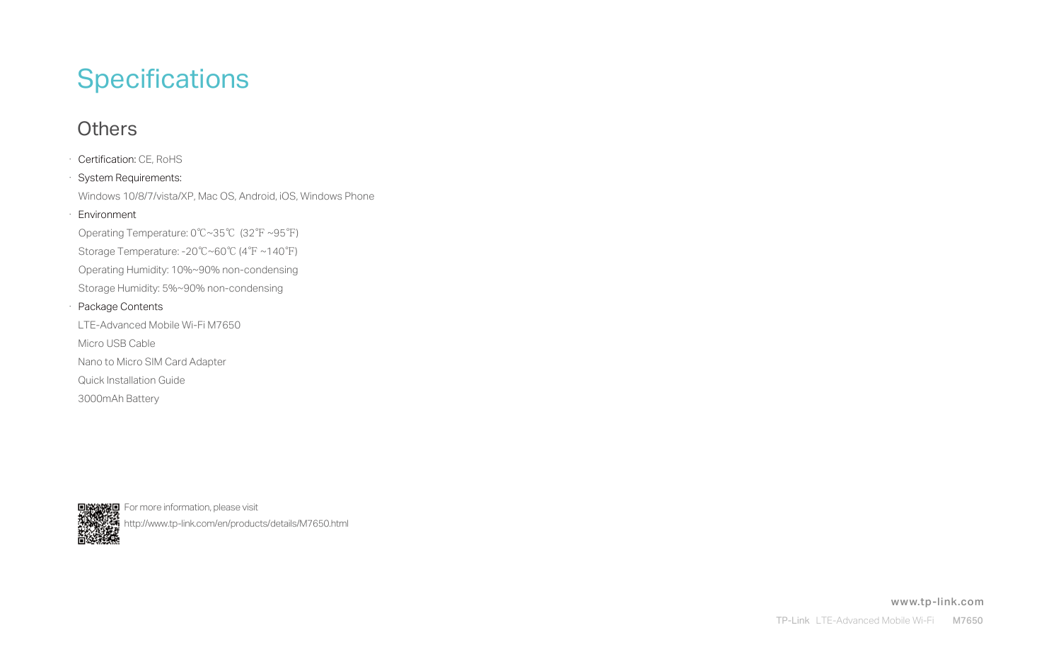# Specifications

## Others

- Certification: CE, RoHS
- System Requirements:
  Windows 10/8/7/vista/XP, Mac OS, Android, iOS, Windows Phone
- Environment
  Operating Temperature: 0℃~35℃ (32℉ ~95℉)
  Storage Temperature: -20℃~60℃ (4℉ ~140℉)
  Operating Humidity: 10%~90% non-condensing
  Storage Humidity: 5%~90% non-condensing
- Package Contents
  LTE-Advanced Mobile Wi-Fi M7650
  Micro USB Cable
  Nano to Micro SIM Card Adapter
  Quick Installation Guide
  3000mAh Battery

For more information, please visit
http://www.tp-link.com/en/products/details/M7650.html